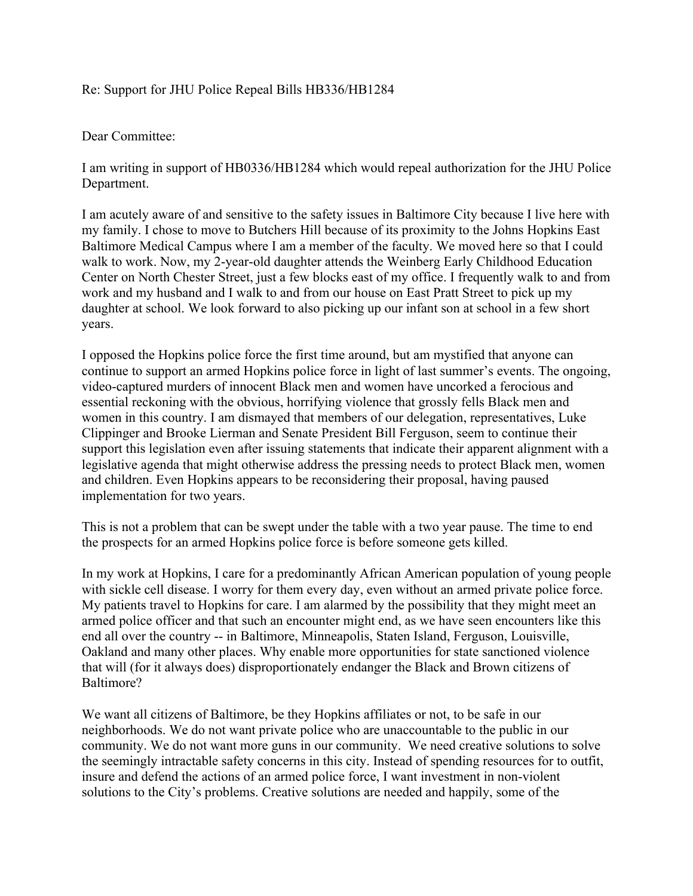Re: Support for JHU Police Repeal Bills HB336/HB1284

Dear Committee:

I am writing in support of HB0336/HB1284 which would repeal authorization for the JHU Police Department.

I am acutely aware of and sensitive to the safety issues in Baltimore City because I live here with my family. I chose to move to Butchers Hill because of its proximity to the Johns Hopkins East Baltimore Medical Campus where I am a member of the faculty. We moved here so that I could walk to work. Now, my 2-year-old daughter attends the Weinberg Early Childhood Education Center on North Chester Street, just a few blocks east of my office. I frequently walk to and from work and my husband and I walk to and from our house on East Pratt Street to pick up my daughter at school. We look forward to also picking up our infant son at school in a few short years.

I opposed the Hopkins police force the first time around, but am mystified that anyone can continue to support an armed Hopkins police force in light of last summer's events. The ongoing, video-captured murders of innocent Black men and women have uncorked a ferocious and essential reckoning with the obvious, horrifying violence that grossly fells Black men and women in this country. I am dismayed that members of our delegation, representatives, Luke Clippinger and Brooke Lierman and Senate President Bill Ferguson, seem to continue their support this legislation even after issuing statements that indicate their apparent alignment with a legislative agenda that might otherwise address the pressing needs to protect Black men, women and children. Even Hopkins appears to be reconsidering their proposal, having paused implementation for two years.

This is not a problem that can be swept under the table with a two year pause. The time to end the prospects for an armed Hopkins police force is before someone gets killed.

In my work at Hopkins, I care for a predominantly African American population of young people with sickle cell disease. I worry for them every day, even without an armed private police force. My patients travel to Hopkins for care. I am alarmed by the possibility that they might meet an armed police officer and that such an encounter might end, as we have seen encounters like this end all over the country -- in Baltimore, Minneapolis, Staten Island, Ferguson, Louisville, Oakland and many other places. Why enable more opportunities for state sanctioned violence that will (for it always does) disproportionately endanger the Black and Brown citizens of Baltimore?

We want all citizens of Baltimore, be they Hopkins affiliates or not, to be safe in our neighborhoods. We do not want private police who are unaccountable to the public in our community. We do not want more guns in our community. We need creative solutions to solve the seemingly intractable safety concerns in this city. Instead of spending resources for to outfit, insure and defend the actions of an armed police force, I want investment in non-violent solutions to the City's problems. Creative solutions are needed and happily, some of the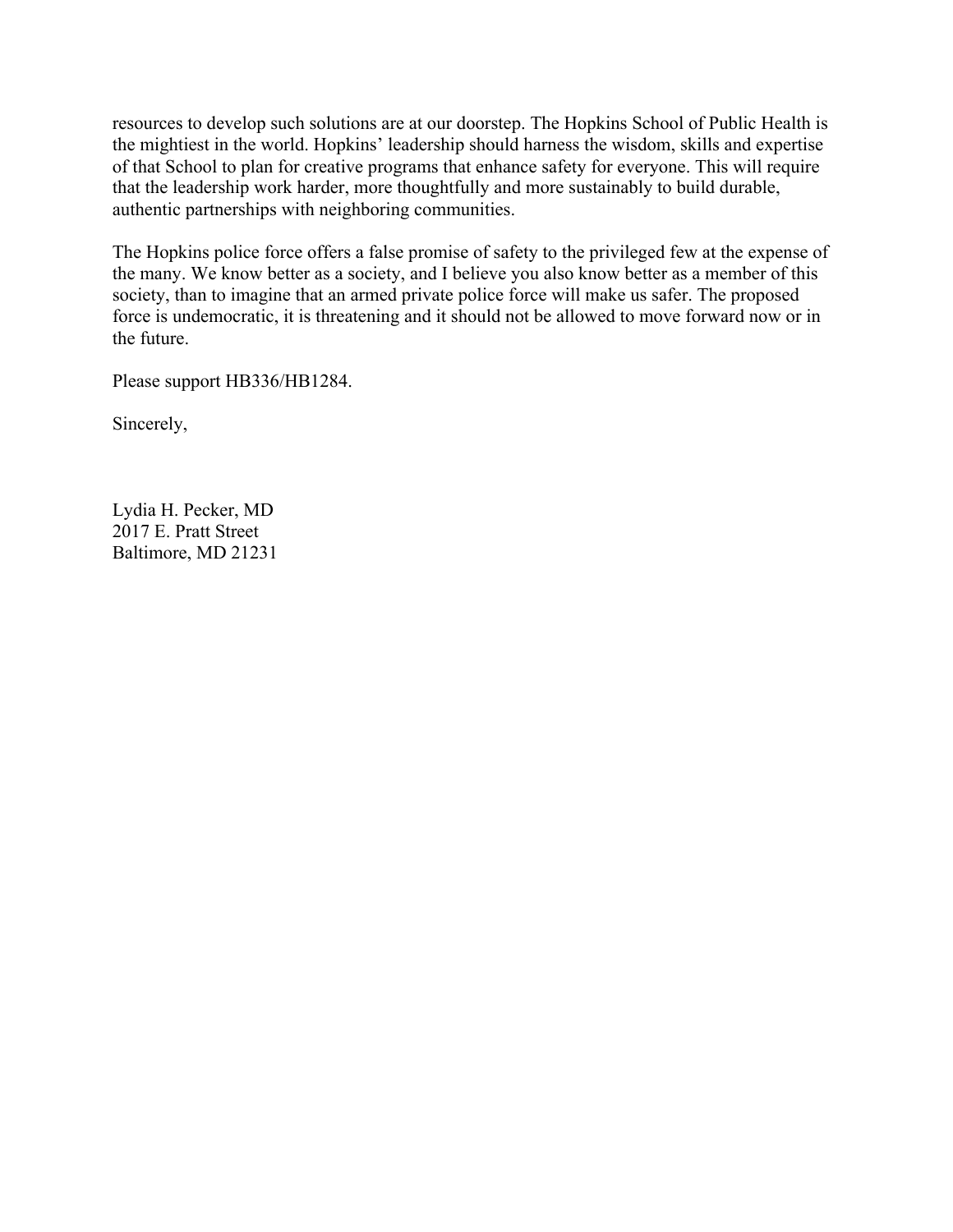resources to develop such solutions are at our doorstep. The Hopkins School of Public Health is the mightiest in the world. Hopkins' leadership should harness the wisdom, skills and expertise of that School to plan for creative programs that enhance safety for everyone. This will require that the leadership work harder, more thoughtfully and more sustainably to build durable, authentic partnerships with neighboring communities.

The Hopkins police force offers a false promise of safety to the privileged few at the expense of the many. We know better as a society, and I believe you also know better as a member of this society, than to imagine that an armed private police force will make us safer. The proposed force is undemocratic, it is threatening and it should not be allowed to move forward now or in the future.

Please support HB336/HB1284.

Sincerely,

Lydia H. Pecker, MD
2017 E. Pratt Street
Baltimore, MD 21231